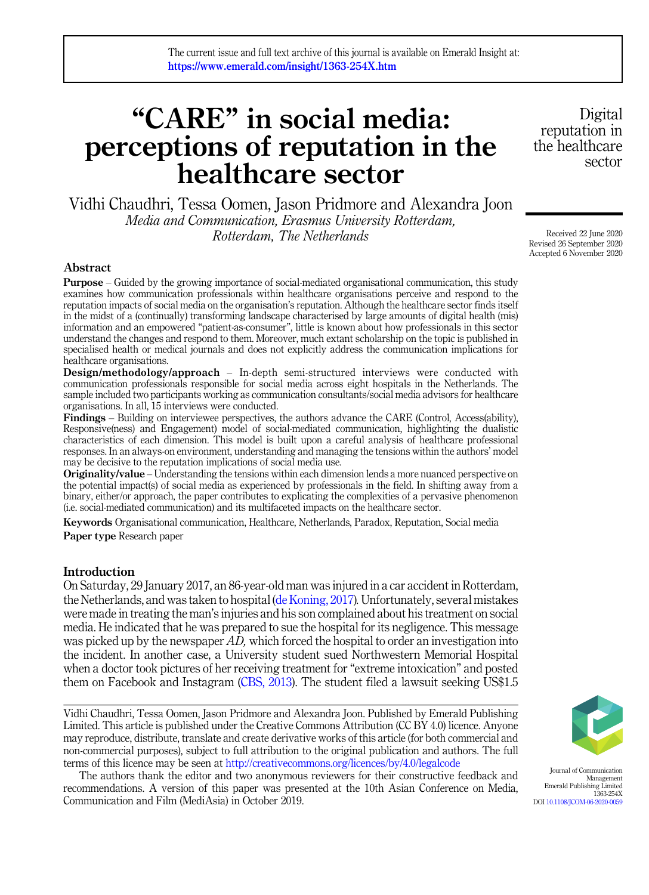The current issue and full text archive of this journal is available on Emerald Insight at: https://www.emerald.com/insight/1363-254X.htm

# "CARE" in social media: perceptions of reputation in the healthcare sector

Vidhi Chaudhri, Tessa Oomen, Jason Pridmore and Alexandra Joon

*Media and Communication, Erasmus University Rotterdam, Rotterdam, The Netherlands*

Received 22 June 2020
Revised 26 September 2020
Accepted 6 November 2020

## Abstract

**Purpose** – Guided by the growing importance of social-mediated organisational communication, this study examines how communication professionals within healthcare organisations perceive and respond to the reputation impacts of social media on the organisation's reputation. Although the healthcare sector finds itself in the midst of a (continually) transforming landscape characterised by large amounts of digital health (mis) information and an empowered "patient-as-consumer", little is known about how professionals in this sector understand the changes and respond to them. Moreover, much extant scholarship on the topic is published in specialised health or medical journals and does not explicitly address the communication implications for healthcare organisations.

**Design/methodology/approach** – In-depth semi-structured interviews were conducted with communication professionals responsible for social media across eight hospitals in the Netherlands. The sample included two participants working as communication consultants/social media advisors for healthcare organisations. In all, 15 interviews were conducted.

**Findings** – Building on interviewee perspectives, the authors advance the CARE (Control, Access(ability), Responsive(ness) and Engagement) model of social-mediated communication, highlighting the dualistic characteristics of each dimension. This model is built upon a careful analysis of healthcare professional responses. In an always-on environment, understanding and managing the tensions within the authors' model may be decisive to the reputation implications of social media use.

**Originality/value** – Understanding the tensions within each dimension lends a more nuanced perspective on the potential impact(s) of social media as experienced by professionals in the field. In shifting away from a binary, either/or approach, the paper contributes to explicating the complexities of a pervasive phenomenon (i.e. social-mediated communication) and its multifaceted impacts on the healthcare sector.

**Keywords** Organisational communication, Healthcare, Netherlands, Paradox, Reputation, Social media

**Paper type** Research paper

## Introduction

On Saturday, 29 January 2017, an 86-year-old man was injured in a car accident in Rotterdam, the Netherlands, and was taken to hospital (de Koning, 2017). Unfortunately, several mistakes were made in treating the man's injuries and his son complained about his treatment on social media. He indicated that he was prepared to sue the hospital for its negligence. This message was picked up by the newspaper *AD,* which forced the hospital to order an investigation into the incident. In another case, a University student sued Northwestern Memorial Hospital when a doctor took pictures of her receiving treatment for "extreme intoxication" and posted them on Facebook and Instagram (CBS, 2013). The student filed a lawsuit seeking US$1.5

Vidhi Chaudhri, Tessa Oomen, Jason Pridmore and Alexandra Joon. Published by Emerald Publishing Limited. This article is published under the Creative Commons Attribution (CC BY 4.0) licence. Anyone may reproduce, distribute, translate and create derivative works of this article (for both commercial and non-commercial purposes), subject to full attribution to the original publication and authors. The full terms of this licence may be seen at http://creativecommons.org/licences/by/4.0/legalcode

The authors thank the editor and two anonymous reviewers for their constructive feedback and recommendations. A version of this paper was presented at the 10th Asian Conference on Media, Communication and Film (MediAsia) in October 2019.

Journal of Communication Management
Emerald Publishing Limited
1363-254X
DOI 10.1108/JCOM-06-2020-0059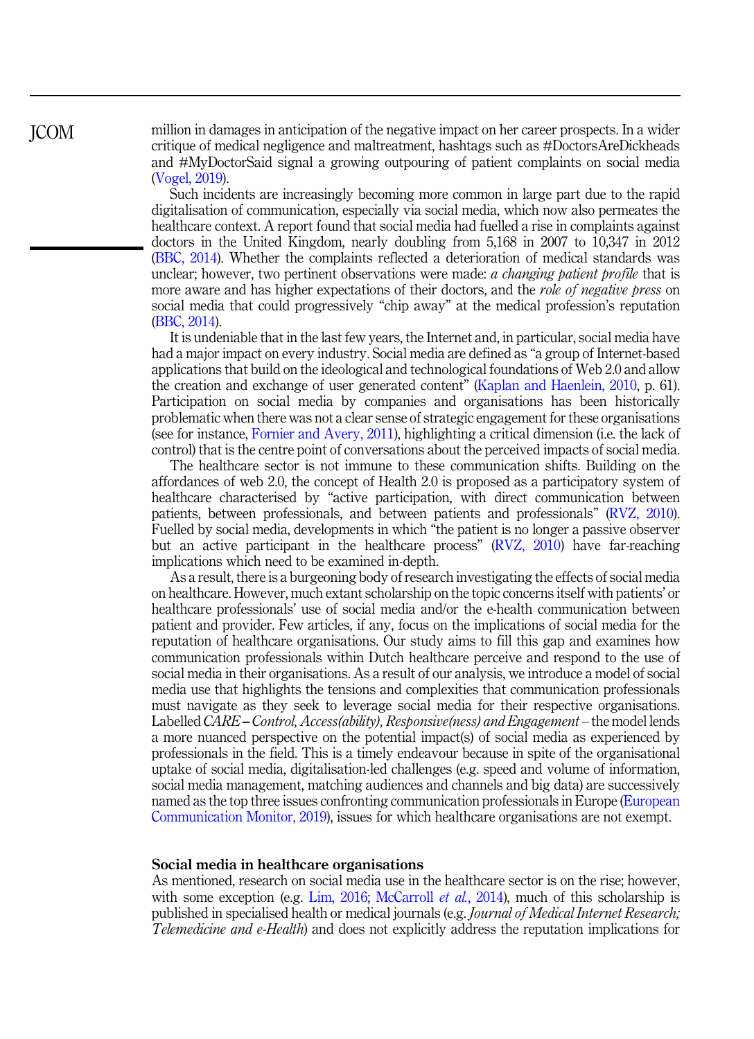million in damages in anticipation of the negative impact on her career prospects. In a wider critique of medical negligence and maltreatment, hashtags such as #DoctorsAreDickheads and #MyDoctorSaid signal a growing outpouring of patient complaints on social media (Vogel, 2019).

Such incidents are increasingly becoming more common in large part due to the rapid digitalisation of communication, especially via social media, which now also permeates the healthcare context. A report found that social media had fuelled a rise in complaints against doctors in the United Kingdom, nearly doubling from 5,168 in 2007 to 10,347 in 2012 (BBC, 2014). Whether the complaints reflected a deterioration of medical standards was unclear; however, two pertinent observations were made: *a changing patient profile* that is more aware and has higher expectations of their doctors, and the *role of negative press* on social media that could progressively "chip away" at the medical profession's reputation (BBC, 2014).

It is undeniable that in the last few years, the Internet and, in particular, social media have had a major impact on every industry. Social media are defined as "a group of Internet-based applications that build on the ideological and technological foundations of Web 2.0 and allow the creation and exchange of user generated content" (Kaplan and Haenlein, 2010, p. 61). Participation on social media by companies and organisations has been historically problematic when there was not a clear sense of strategic engagement for these organisations (see for instance, Fornier and Avery, 2011), highlighting a critical dimension (i.e. the lack of control) that is the centre point of conversations about the perceived impacts of social media.

The healthcare sector is not immune to these communication shifts. Building on the affordances of web 2.0, the concept of Health 2.0 is proposed as a participatory system of healthcare characterised by "active participation, with direct communication between patients, between professionals, and between patients and professionals" (RVZ, 2010). Fuelled by social media, developments in which "the patient is no longer a passive observer but an active participant in the healthcare process" (RVZ, 2010) have far-reaching implications which need to be examined in-depth.

As a result, there is a burgeoning body of research investigating the effects of social media on healthcare. However, much extant scholarship on the topic concerns itself with patients' or healthcare professionals' use of social media and/or the e-health communication between patient and provider. Few articles, if any, focus on the implications of social media for the reputation of healthcare organisations. Our study aims to fill this gap and examines how communication professionals within Dutch healthcare perceive and respond to the use of social media in their organisations. As a result of our analysis, we introduce a model of social media use that highlights the tensions and complexities that communication professionals must navigate as they seek to leverage social media for their respective organisations. Labelled *CARE – Control, Access(ability), Responsive(ness) and Engagement* – the model lends a more nuanced perspective on the potential impact(s) of social media as experienced by professionals in the field. This is a timely endeavour because in spite of the organisational uptake of social media, digitalisation-led challenges (e.g. speed and volume of information, social media management, matching audiences and channels and big data) are successively named as the top three issues confronting communication professionals in Europe (European Communication Monitor, 2019), issues for which healthcare organisations are not exempt.

## Social media in healthcare organisations

As mentioned, research on social media use in the healthcare sector is on the rise; however, with some exception (e.g. Lim, 2016; McCarroll *et al.*, 2014), much of this scholarship is published in specialised health or medical journals (e.g. *Journal of Medical Internet Research; Telemedicine and e-Health*) and does not explicitly address the reputation implications for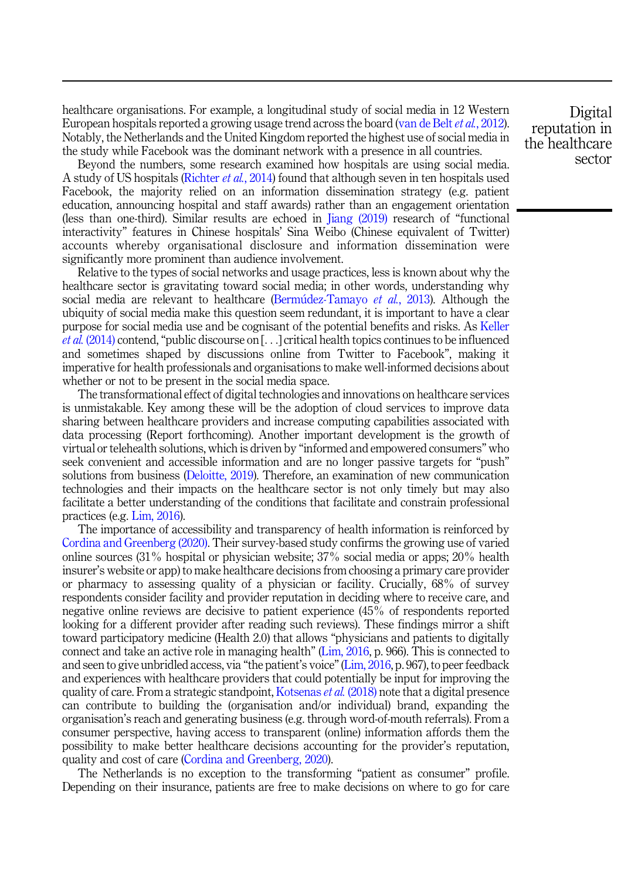healthcare organisations. For example, a longitudinal study of social media in 12 Western European hospitals reported a growing usage trend across the board (van de Belt *et al.*, 2012). Notably, the Netherlands and the United Kingdom reported the highest use of social media in the study while Facebook was the dominant network with a presence in all countries.

Beyond the numbers, some research examined how hospitals are using social media. A study of US hospitals (Richter *et al.*, 2014) found that although seven in ten hospitals used Facebook, the majority relied on an information dissemination strategy (e.g. patient education, announcing hospital and staff awards) rather than an engagement orientation (less than one-third). Similar results are echoed in Jiang (2019) research of "functional interactivity" features in Chinese hospitals' Sina Weibo (Chinese equivalent of Twitter) accounts whereby organisational disclosure and information dissemination were significantly more prominent than audience involvement.

Relative to the types of social networks and usage practices, less is known about why the healthcare sector is gravitating toward social media; in other words, understanding why social media are relevant to healthcare (Bermúdez-Tamayo *et al.*, 2013). Although the ubiquity of social media make this question seem redundant, it is important to have a clear purpose for social media use and be cognisant of the potential benefits and risks. As Keller *et al.* (2014) contend, "public discourse on [. . .] critical health topics continues to be influenced and sometimes shaped by discussions online from Twitter to Facebook", making it imperative for health professionals and organisations to make well-informed decisions about whether or not to be present in the social media space.

The transformational effect of digital technologies and innovations on healthcare services is unmistakable. Key among these will be the adoption of cloud services to improve data sharing between healthcare providers and increase computing capabilities associated with data processing (Report forthcoming). Another important development is the growth of virtual or telehealth solutions, which is driven by "informed and empowered consumers" who seek convenient and accessible information and are no longer passive targets for "push" solutions from business (Deloitte, 2019). Therefore, an examination of new communication technologies and their impacts on the healthcare sector is not only timely but may also facilitate a better understanding of the conditions that facilitate and constrain professional practices (e.g. Lim, 2016).

The importance of accessibility and transparency of health information is reinforced by Cordina and Greenberg (2020). Their survey-based study confirms the growing use of varied online sources (31% hospital or physician website; 37% social media or apps; 20% health insurer's website or app) to make healthcare decisions from choosing a primary care provider or pharmacy to assessing quality of a physician or facility. Crucially, 68% of survey respondents consider facility and provider reputation in deciding where to receive care, and negative online reviews are decisive to patient experience (45% of respondents reported looking for a different provider after reading such reviews). These findings mirror a shift toward participatory medicine (Health 2.0) that allows "physicians and patients to digitally connect and take an active role in managing health" (Lim, 2016, p. 966). This is connected to and seen to give unbridled access, via "the patient's voice" (Lim, 2016, p. 967), to peer feedback and experiences with healthcare providers that could potentially be input for improving the quality of care. From a strategic standpoint, Kotsenas *et al.* (2018) note that a digital presence can contribute to building the (organisation and/or individual) brand, expanding the organisation's reach and generating business (e.g. through word-of-mouth referrals). From a consumer perspective, having access to transparent (online) information affords them the possibility to make better healthcare decisions accounting for the provider's reputation, quality and cost of care (Cordina and Greenberg, 2020).

The Netherlands is no exception to the transforming "patient as consumer" profile. Depending on their insurance, patients are free to make decisions on where to go for care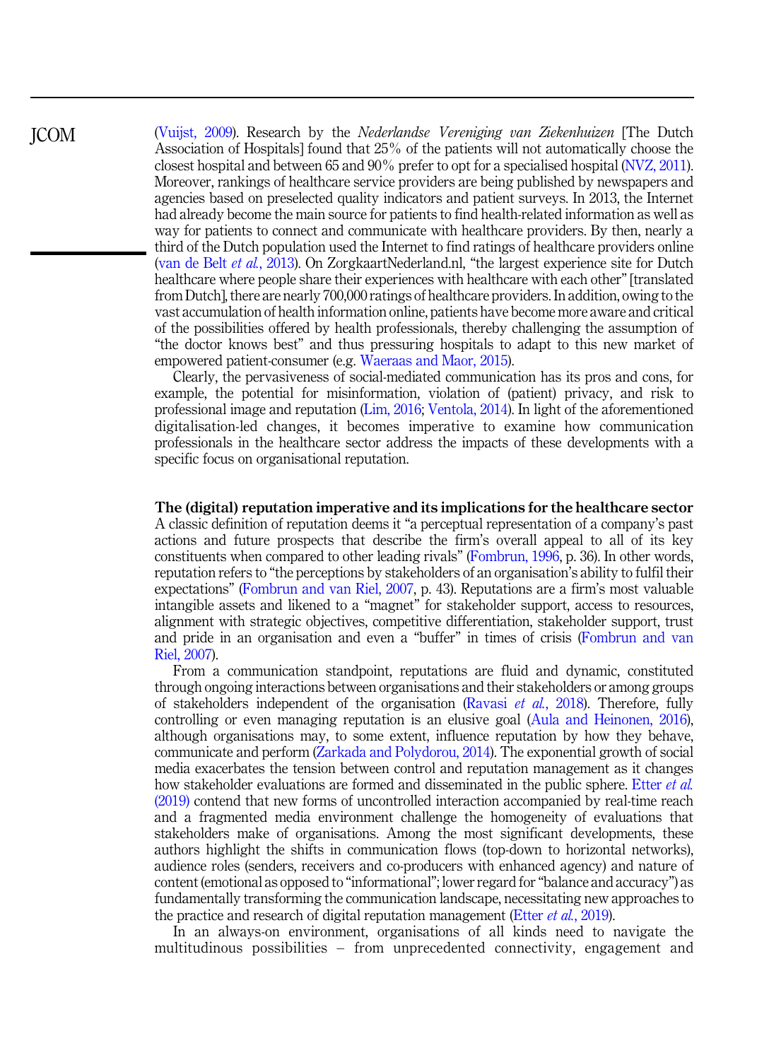(Vuijst, 2009). Research by the *Nederlandse Vereniging van Ziekenhuizen* [The Dutch Association of Hospitals] found that 25% of the patients will not automatically choose the closest hospital and between 65 and 90% prefer to opt for a specialised hospital (NVZ, 2011). Moreover, rankings of healthcare service providers are being published by newspapers and agencies based on preselected quality indicators and patient surveys. In 2013, the Internet had already become the main source for patients to find health-related information as well as way for patients to connect and communicate with healthcare providers. By then, nearly a third of the Dutch population used the Internet to find ratings of healthcare providers online (van de Belt *et al.*, 2013). On ZorgkaartNederland.nl, "the largest experience site for Dutch healthcare where people share their experiences with healthcare with each other" [translated from Dutch], there are nearly 700,000 ratings of healthcare providers. In addition, owing to the vast accumulation of health information online, patients have become more aware and critical of the possibilities offered by health professionals, thereby challenging the assumption of "the doctor knows best" and thus pressuring hospitals to adapt to this new market of empowered patient-consumer (e.g. Waeraas and Maor, 2015).

Clearly, the pervasiveness of social-mediated communication has its pros and cons, for example, the potential for misinformation, violation of (patient) privacy, and risk to professional image and reputation (Lim, 2016; Ventola, 2014). In light of the aforementioned digitalisation-led changes, it becomes imperative to examine how communication professionals in the healthcare sector address the impacts of these developments with a specific focus on organisational reputation.

## The (digital) reputation imperative and its implications for the healthcare sector

A classic definition of reputation deems it "a perceptual representation of a company's past actions and future prospects that describe the firm's overall appeal to all of its key constituents when compared to other leading rivals" (Fombrun, 1996, p. 36). In other words, reputation refers to "the perceptions by stakeholders of an organisation's ability to fulfil their expectations" (Fombrun and van Riel, 2007, p. 43). Reputations are a firm's most valuable intangible assets and likened to a "magnet" for stakeholder support, access to resources, alignment with strategic objectives, competitive differentiation, stakeholder support, trust and pride in an organisation and even a "buffer" in times of crisis (Fombrun and van Riel, 2007).

From a communication standpoint, reputations are fluid and dynamic, constituted through ongoing interactions between organisations and their stakeholders or among groups of stakeholders independent of the organisation (Ravasi *et al.*, 2018). Therefore, fully controlling or even managing reputation is an elusive goal (Aula and Heinonen, 2016), although organisations may, to some extent, influence reputation by how they behave, communicate and perform (Zarkada and Polydorou, 2014). The exponential growth of social media exacerbates the tension between control and reputation management as it changes how stakeholder evaluations are formed and disseminated in the public sphere. Etter *et al.* (2019) contend that new forms of uncontrolled interaction accompanied by real-time reach and a fragmented media environment challenge the homogeneity of evaluations that stakeholders make of organisations. Among the most significant developments, these authors highlight the shifts in communication flows (top-down to horizontal networks), audience roles (senders, receivers and co-producers with enhanced agency) and nature of content (emotional as opposed to "informational"; lower regard for "balance and accuracy") as fundamentally transforming the communication landscape, necessitating new approaches to the practice and research of digital reputation management (Etter *et al.*, 2019).

In an always-on environment, organisations of all kinds need to navigate the multitudinous possibilities – from unprecedented connectivity, engagement and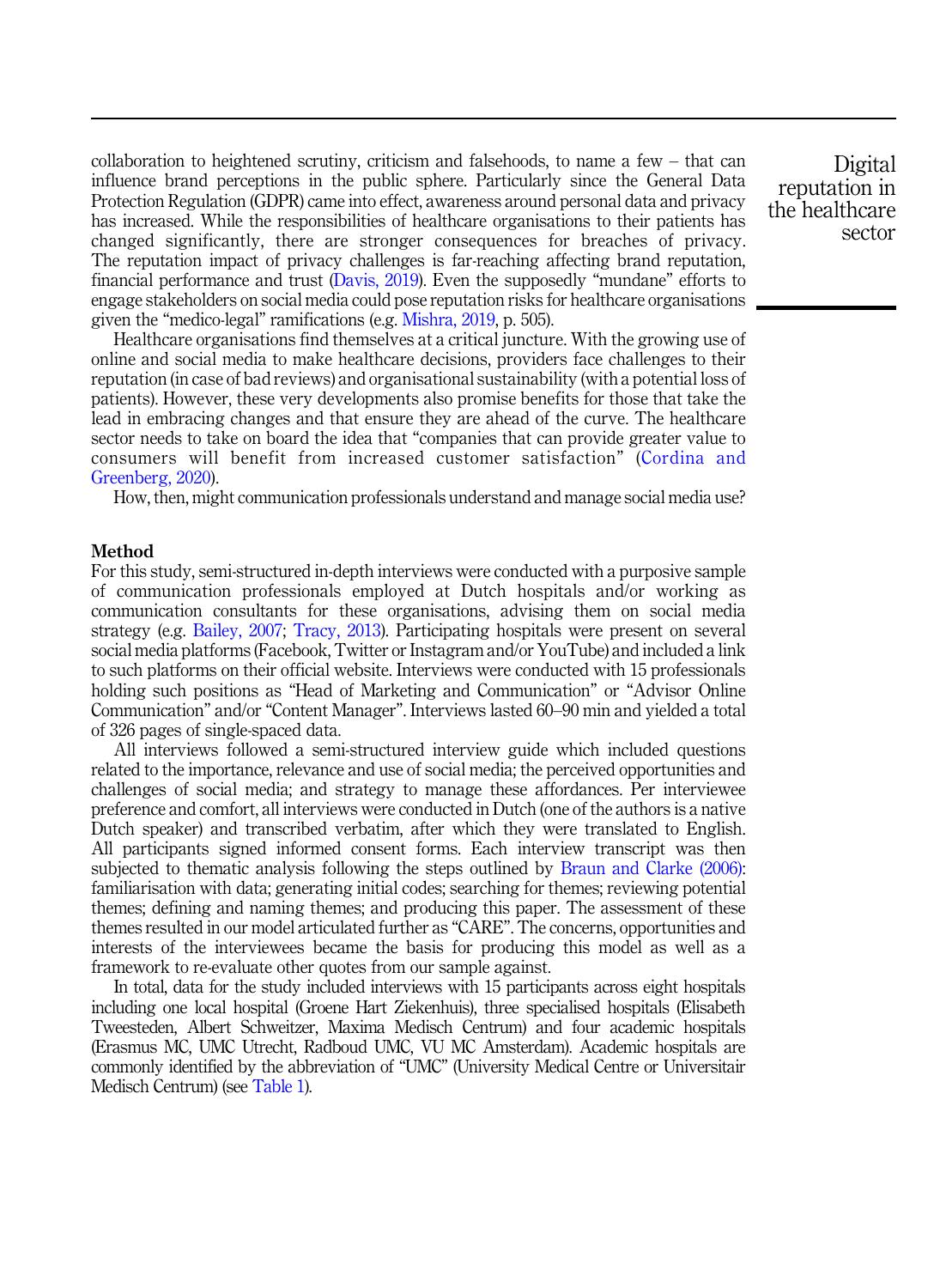collaboration to heightened scrutiny, criticism and falsehoods, to name a few – that can influence brand perceptions in the public sphere. Particularly since the General Data Protection Regulation (GDPR) came into effect, awareness around personal data and privacy has increased. While the responsibilities of healthcare organisations to their patients has changed significantly, there are stronger consequences for breaches of privacy. The reputation impact of privacy challenges is far-reaching affecting brand reputation, financial performance and trust (Davis, 2019). Even the supposedly "mundane" efforts to engage stakeholders on social media could pose reputation risks for healthcare organisations given the "medico-legal" ramifications (e.g. Mishra, 2019, p. 505).

Healthcare organisations find themselves at a critical juncture. With the growing use of online and social media to make healthcare decisions, providers face challenges to their reputation (in case of bad reviews) and organisational sustainability (with a potential loss of patients). However, these very developments also promise benefits for those that take the lead in embracing changes and that ensure they are ahead of the curve. The healthcare sector needs to take on board the idea that "companies that can provide greater value to consumers will benefit from increased customer satisfaction" (Cordina and Greenberg, 2020).

How, then, might communication professionals understand and manage social media use?

## Method

For this study, semi-structured in-depth interviews were conducted with a purposive sample of communication professionals employed at Dutch hospitals and/or working as communication consultants for these organisations, advising them on social media strategy (e.g. Bailey, 2007; Tracy, 2013). Participating hospitals were present on several social media platforms (Facebook, Twitter or Instagram and/or YouTube) and included a link to such platforms on their official website. Interviews were conducted with 15 professionals holding such positions as "Head of Marketing and Communication" or "Advisor Online Communication" and/or "Content Manager". Interviews lasted 60–90 min and yielded a total of 326 pages of single-spaced data.

All interviews followed a semi-structured interview guide which included questions related to the importance, relevance and use of social media; the perceived opportunities and challenges of social media; and strategy to manage these affordances. Per interviewee preference and comfort, all interviews were conducted in Dutch (one of the authors is a native Dutch speaker) and transcribed verbatim, after which they were translated to English. All participants signed informed consent forms. Each interview transcript was then subjected to thematic analysis following the steps outlined by Braun and Clarke (2006): familiarisation with data; generating initial codes; searching for themes; reviewing potential themes; defining and naming themes; and producing this paper. The assessment of these themes resulted in our model articulated further as "CARE". The concerns, opportunities and interests of the interviewees became the basis for producing this model as well as a framework to re-evaluate other quotes from our sample against.

In total, data for the study included interviews with 15 participants across eight hospitals including one local hospital (Groene Hart Ziekenhuis), three specialised hospitals (Elisabeth Tweesteden, Albert Schweitzer, Maxima Medisch Centrum) and four academic hospitals (Erasmus MC, UMC Utrecht, Radboud UMC, VU MC Amsterdam). Academic hospitals are commonly identified by the abbreviation of "UMC" (University Medical Centre or Universitair Medisch Centrum) (see Table 1).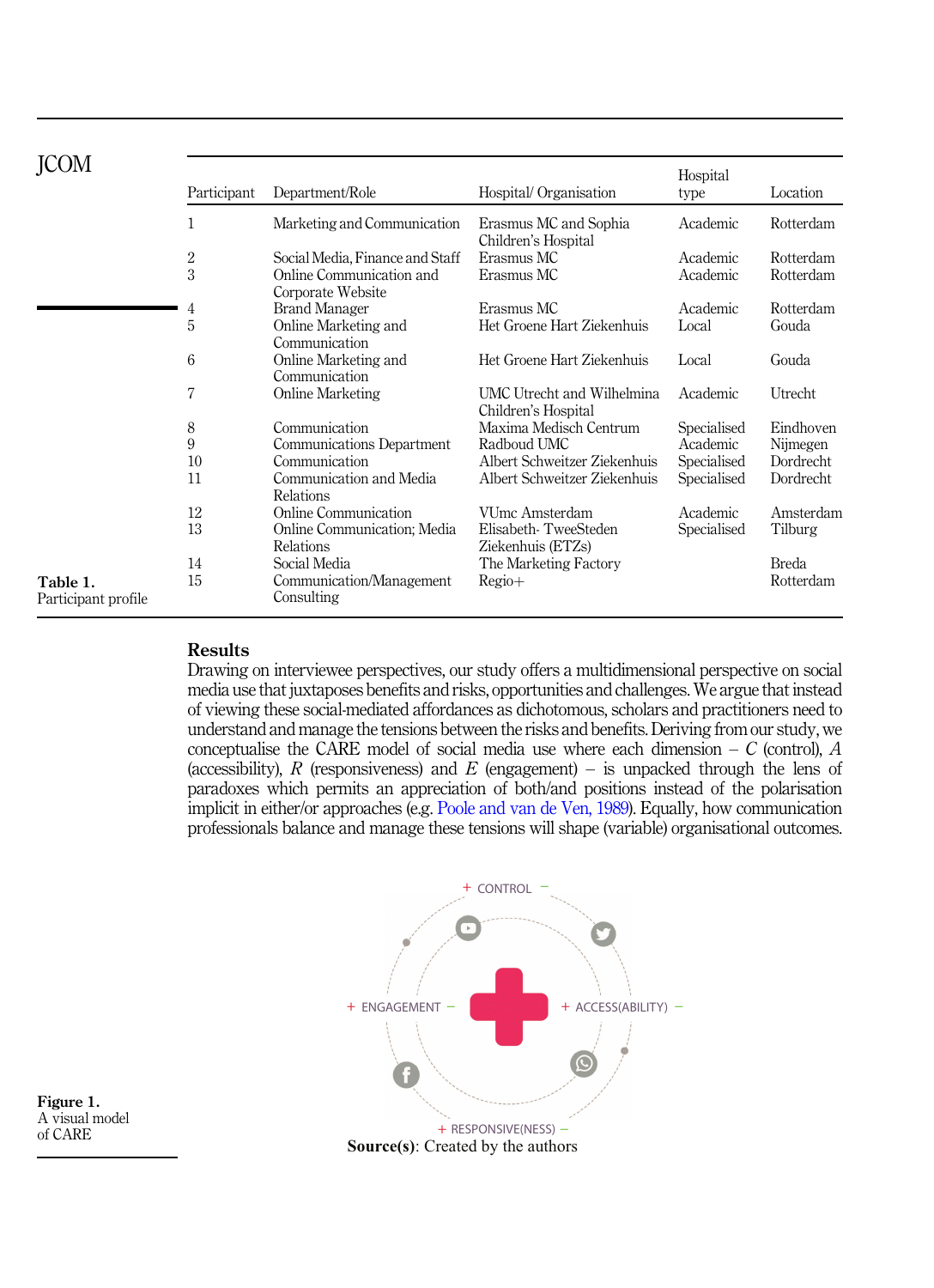Table 1. Participant profile

| Participant | Department/Role | Hospital/ Organisation | Hospital type | Location |
|---|---|---|---|---|
| 1 | Marketing and Communication | Erasmus MC and Sophia Children's Hospital | Academic | Rotterdam |
| 2 | Social Media, Finance and Staff | Erasmus MC | Academic | Rotterdam |
| 3 | Online Communication and Corporate Website | Erasmus MC | Academic | Rotterdam |
| 4 | Brand Manager | Erasmus MC | Academic | Rotterdam |
| 5 | Online Marketing and Communication | Het Groene Hart Ziekenhuis | Local | Gouda |
| 6 | Online Marketing and Communication | Het Groene Hart Ziekenhuis | Local | Gouda |
| 7 | Online Marketing | UMC Utrecht and Wilhelmina Children's Hospital | Academic | Utrecht |
| 8 | Communication | Maxima Medisch Centrum | Specialised | Eindhoven |
| 9 | Communications Department | Radboud UMC | Academic | Nijmegen |
| 10 | Communication | Albert Schweitzer Ziekenhuis | Specialised | Dordrecht |
| 11 | Communication and Media Relations | Albert Schweitzer Ziekenhuis | Specialised | Dordrecht |
| 12 | Online Communication | VUmc Amsterdam | Academic | Amsterdam |
| 13 | Online Communication; Media Relations | Elisabeth- TweeSteden Ziekenhuis (ETZs) | Specialised | Tilburg |
| 14 | Social Media | The Marketing Factory | | Breda |
| 15 | Communication/Management Consulting | Regio+ | | Rotterdam |

## Results

Drawing on interviewee perspectives, our study offers a multidimensional perspective on social media use that juxtaposes benefits and risks, opportunities and challenges. We argue that instead of viewing these social-mediated affordances as dichotomous, scholars and practitioners need to understand and manage the tensions between the risks and benefits. Deriving from our study, we conceptualise the CARE model of social media use where each dimension – *C* (control), *A* (accessibility), *R* (responsiveness) and *E* (engagement) – is unpacked through the lens of paradoxes which permits an appreciation of both/and positions instead of the polarisation implicit in either/or approaches (e.g. Poole and van de Ven, 1989). Equally, how communication professionals balance and manage these tensions will shape (variable) organisational outcomes.

+ CONTROL –

+ ENGAGEMENT –

+ ACCESS(ABILITY) –

+ RESPONSIVE(NESS) –

**Source(s)**: Created by the authors

**Figure 1.** A visual model of CARE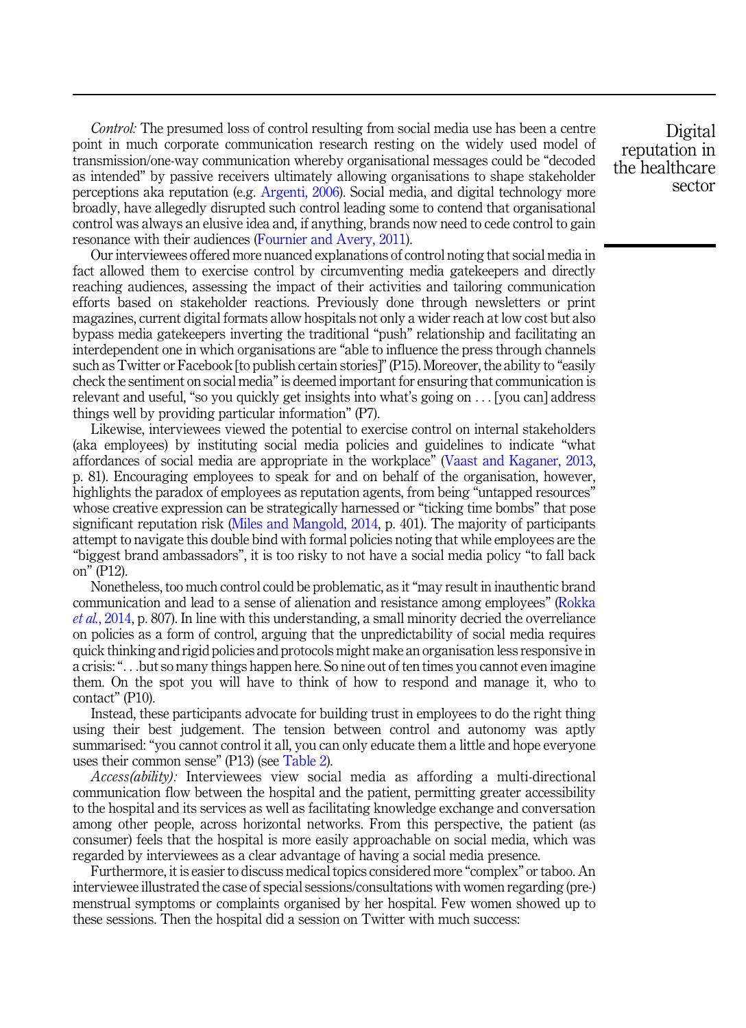*Control:* The presumed loss of control resulting from social media use has been a centre point in much corporate communication research resting on the widely used model of transmission/one-way communication whereby organisational messages could be "decoded as intended" by passive receivers ultimately allowing organisations to shape stakeholder perceptions aka reputation (e.g. Argenti, 2006). Social media, and digital technology more broadly, have allegedly disrupted such control leading some to contend that organisational control was always an elusive idea and, if anything, brands now need to cede control to gain resonance with their audiences (Fournier and Avery, 2011).

Our interviewees offered more nuanced explanations of control noting that social media in fact allowed them to exercise control by circumventing media gatekeepers and directly reaching audiences, assessing the impact of their activities and tailoring communication efforts based on stakeholder reactions. Previously done through newsletters or print magazines, current digital formats allow hospitals not only a wider reach at low cost but also bypass media gatekeepers inverting the traditional "push" relationship and facilitating an interdependent one in which organisations are "able to influence the press through channels such as Twitter or Facebook [to publish certain stories]" (P15). Moreover, the ability to "easily check the sentiment on social media" is deemed important for ensuring that communication is relevant and useful, "so you quickly get insights into what's going on . . . [you can] address things well by providing particular information" (P7).

Likewise, interviewees viewed the potential to exercise control on internal stakeholders (aka employees) by instituting social media policies and guidelines to indicate "what affordances of social media are appropriate in the workplace" (Vaast and Kaganer, 2013, p. 81). Encouraging employees to speak for and on behalf of the organisation, however, highlights the paradox of employees as reputation agents, from being "untapped resources" whose creative expression can be strategically harnessed or "ticking time bombs" that pose significant reputation risk (Miles and Mangold, 2014, p. 401). The majority of participants attempt to navigate this double bind with formal policies noting that while employees are the "biggest brand ambassadors", it is too risky to not have a social media policy "to fall back on" (P12).

Nonetheless, too much control could be problematic, as it "may result in inauthentic brand communication and lead to a sense of alienation and resistance among employees" (Rokka *et al.*, 2014, p. 807). In line with this understanding, a small minority decried the overreliance on policies as a form of control, arguing that the unpredictability of social media requires quick thinking and rigid policies and protocols might make an organisation less responsive in a crisis: ". . .but so many things happen here. So nine out of ten times you cannot even imagine them. On the spot you will have to think of how to respond and manage it, who to contact" (P10).

Instead, these participants advocate for building trust in employees to do the right thing using their best judgement. The tension between control and autonomy was aptly summarised: "you cannot control it all, you can only educate them a little and hope everyone uses their common sense" (P13) (see Table 2).

*Access(ability):* Interviewees view social media as affording a multi-directional communication flow between the hospital and the patient, permitting greater accessibility to the hospital and its services as well as facilitating knowledge exchange and conversation among other people, across horizontal networks. From this perspective, the patient (as consumer) feels that the hospital is more easily approachable on social media, which was regarded by interviewees as a clear advantage of having a social media presence.

Furthermore, it is easier to discuss medical topics considered more "complex" or taboo. An interviewee illustrated the case of special sessions/consultations with women regarding (pre-) menstrual symptoms or complaints organised by her hospital. Few women showed up to these sessions. Then the hospital did a session on Twitter with much success: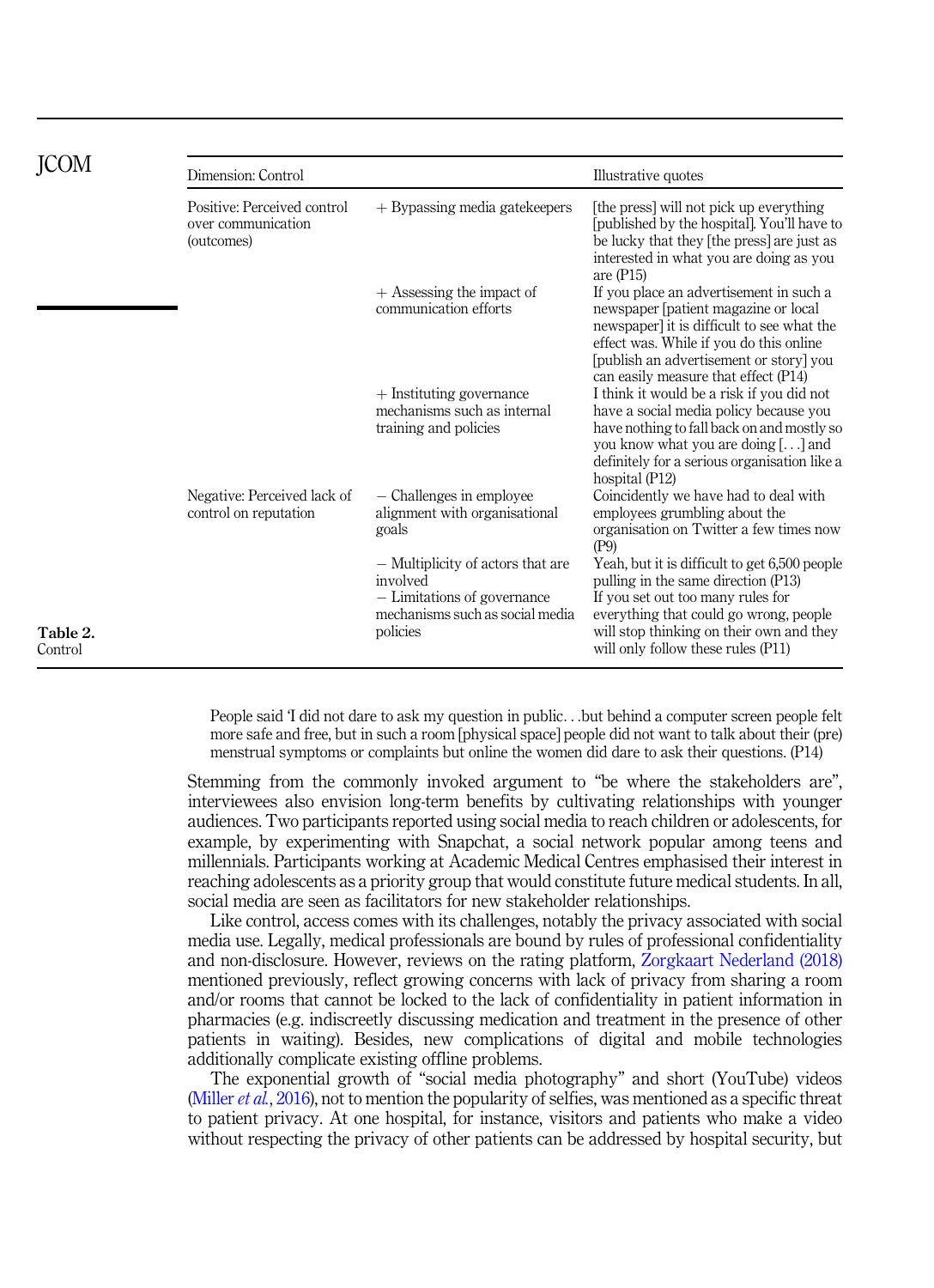**Table 2.** Control

| Dimension: Control | | Illustrative quotes |
|---|---|---|
| Positive: Perceived control over communication (outcomes) | + Bypassing media gatekeepers | [the press] will not pick up everything [published by the hospital]. You'll have to be lucky that they [the press] are just as interested in what you are doing as you are (P15) |
| | + Assessing the impact of communication efforts | If you place an advertisement in such a newspaper [patient magazine or local newspaper] it is difficult to see what the effect was. While if you do this online [publish an advertisement or story] you can easily measure that effect (P14) |
| | + Instituting governance mechanisms such as internal training and policies | I think it would be a risk if you did not have a social media policy because you have nothing to fall back on and mostly so you know what you are doing [. . .] and definitely for a serious organisation like a hospital (P12) |
| Negative: Perceived lack of control on reputation | − Challenges in employee alignment with organisational goals | Coincidently we have had to deal with employees grumbling about the organisation on Twitter a few times now (P9) |
| | − Multiplicity of actors that are involved | Yeah, but it is difficult to get 6,500 people pulling in the same direction (P13) |
| | − Limitations of governance mechanisms such as social media policies | If you set out too many rules for everything that could go wrong, people will stop thinking on their own and they will only follow these rules (P11) |

> People said 'I did not dare to ask my question in public. . .but behind a computer screen people felt more safe and free, but in such a room [physical space] people did not want to talk about their (pre) menstrual symptoms or complaints but online the women did dare to ask their questions. (P14)

Stemming from the commonly invoked argument to "be where the stakeholders are", interviewees also envision long-term benefits by cultivating relationships with younger audiences. Two participants reported using social media to reach children or adolescents, for example, by experimenting with Snapchat, a social network popular among teens and millennials. Participants working at Academic Medical Centres emphasised their interest in reaching adolescents as a priority group that would constitute future medical students. In all, social media are seen as facilitators for new stakeholder relationships.

Like control, access comes with its challenges, notably the privacy associated with social media use. Legally, medical professionals are bound by rules of professional confidentiality and non-disclosure. However, reviews on the rating platform, Zorgkaart Nederland (2018) mentioned previously, reflect growing concerns with lack of privacy from sharing a room and/or rooms that cannot be locked to the lack of confidentiality in patient information in pharmacies (e.g. indiscreetly discussing medication and treatment in the presence of other patients in waiting). Besides, new complications of digital and mobile technologies additionally complicate existing offline problems.

The exponential growth of "social media photography" and short (YouTube) videos (Miller *et al.*, 2016), not to mention the popularity of selfies, was mentioned as a specific threat to patient privacy. At one hospital, for instance, visitors and patients who make a video without respecting the privacy of other patients can be addressed by hospital security, but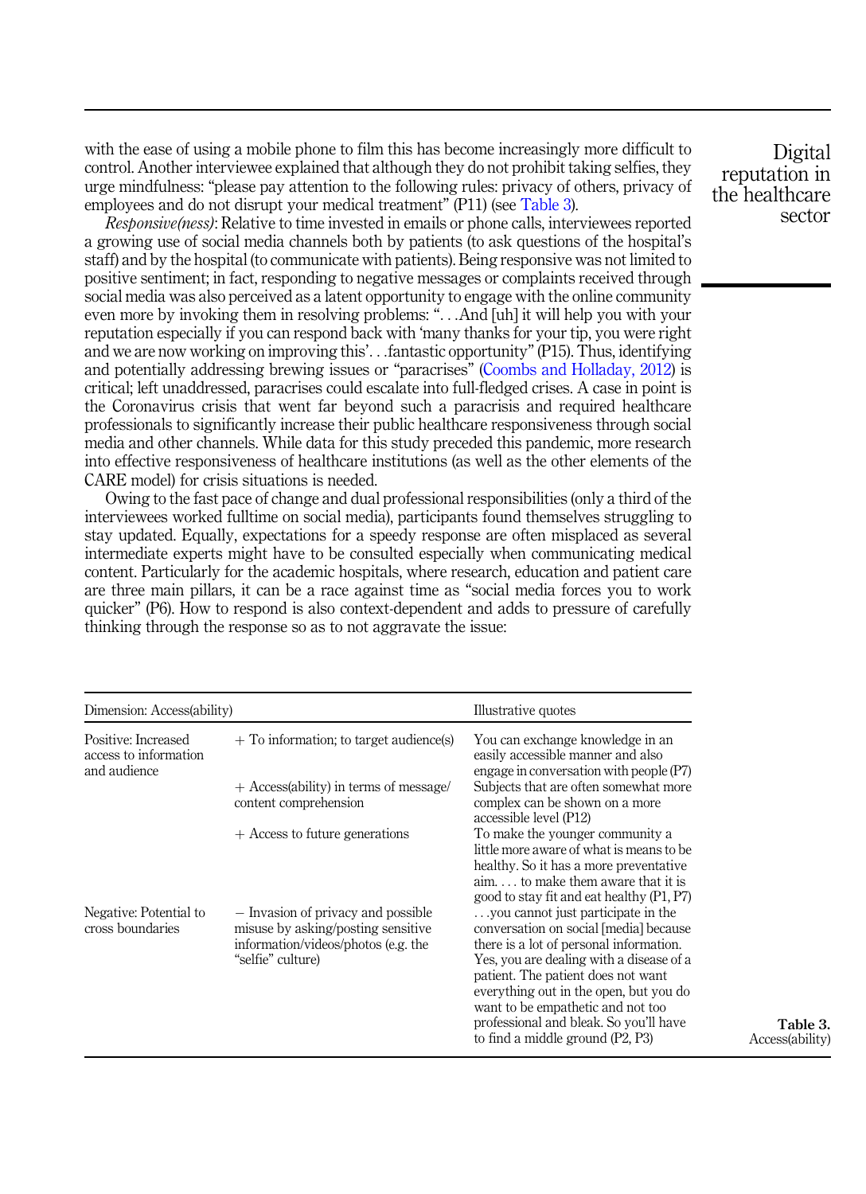with the ease of using a mobile phone to film this has become increasingly more difficult to control. Another interviewee explained that although they do not prohibit taking selfies, they urge mindfulness: "please pay attention to the following rules: privacy of others, privacy of employees and do not disrupt your medical treatment" (P11) (see Table 3).

*Responsive(ness)*: Relative to time invested in emails or phone calls, interviewees reported a growing use of social media channels both by patients (to ask questions of the hospital's staff) and by the hospital (to communicate with patients). Being responsive was not limited to positive sentiment; in fact, responding to negative messages or complaints received through social media was also perceived as a latent opportunity to engage with the online community even more by invoking them in resolving problems: "...And [uh] it will help you with your reputation especially if you can respond back with 'many thanks for your tip, you were right and we are now working on improving this'...fantastic opportunity" (P15). Thus, identifying and potentially addressing brewing issues or "paracrises" (Coombs and Holladay, 2012) is critical; left unaddressed, paracrises could escalate into full-fledged crises. A case in point is the Coronavirus crisis that went far beyond such a paracrisis and required healthcare professionals to significantly increase their public healthcare responsiveness through social media and other channels. While data for this study preceded this pandemic, more research into effective responsiveness of healthcare institutions (as well as the other elements of the CARE model) for crisis situations is needed.

Owing to the fast pace of change and dual professional responsibilities (only a third of the interviewees worked fulltime on social media), participants found themselves struggling to stay updated. Equally, expectations for a speedy response are often misplaced as several intermediate experts might have to be consulted especially when communicating medical content. Particularly for the academic hospitals, where research, education and patient care are three main pillars, it can be a race against time as "social media forces you to work quicker" (P6). How to respond is also context-dependent and adds to pressure of carefully thinking through the response so as to not aggravate the issue:

| Dimension: Access(ability) | | Illustrative quotes |
|---|---|---|
| Positive: Increased access to information and audience | + To information; to target audience(s) | You can exchange knowledge in an easily accessible manner and also engage in conversation with people (P7) |
| | + Access(ability) in terms of message/ content comprehension | Subjects that are often somewhat more complex can be shown on a more accessible level (P12) |
| | + Access to future generations | To make the younger community a little more aware of what is means to be healthy. So it has a more preventative aim. ... to make them aware that it is good to stay fit and eat healthy (P1, P7) |
| Negative: Potential to cross boundaries | − Invasion of privacy and possible misuse by asking/posting sensitive information/videos/photos (e.g. the "selfie" culture) | ...you cannot just participate in the conversation on social [media] because there is a lot of personal information. Yes, you are dealing with a disease of a patient. The patient does not want everything out in the open, but you do want to be empathetic and not too professional and bleak. So you'll have to find a middle ground (P2, P3) |

**Table 3.** Access(ability)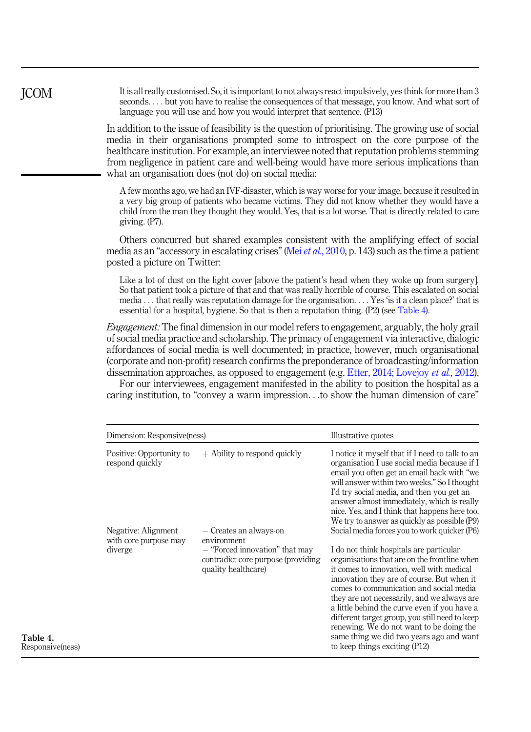> It is all really customised. So, it is important to not always react impulsively, yes think for more than 3 seconds. . . . but you have to realise the consequences of that message, you know. And what sort of language you will use and how you would interpret that sentence. (P13)

In addition to the issue of feasibility is the question of prioritising. The growing use of social media in their organisations prompted some to introspect on the core purpose of the healthcare institution. For example, an interviewee noted that reputation problems stemming from negligence in patient care and well-being would have more serious implications than what an organisation does (not do) on social media:

> A few months ago, we had an IVF-disaster, which is way worse for your image, because it resulted in a very big group of patients who became victims. They did not know whether they would have a child from the man they thought they would. Yes, that is a lot worse. That is directly related to care giving. (P7).

Others concurred but shared examples consistent with the amplifying effect of social media as an "accessory in escalating crises" (Mei *et al.*, 2010, p. 143) such as the time a patient posted a picture on Twitter:

> Like a lot of dust on the light cover [above the patient's head when they woke up from surgery]. So that patient took a picture of that and that was really horrible of course. This escalated on social media . . . that really was reputation damage for the organisation. . . . Yes 'is it a clean place?' that is essential for a hospital, hygiene. So that is then a reputation thing. (P2) (see Table 4).

*Engagement:* The final dimension in our model refers to engagement, arguably, the holy grail of social media practice and scholarship. The primacy of engagement via interactive, dialogic affordances of social media is well documented; in practice, however, much organisational (corporate and non-profit) research confirms the preponderance of broadcasting/information dissemination approaches, as opposed to engagement (e.g. Etter, 2014; Lovejoy *et al.*, 2012).

For our interviewees, engagement manifested in the ability to position the hospital as a caring institution, to "convey a warm impression. . .to show the human dimension of care"

| Dimension: Responsive(ness) | | Illustrative quotes |
|---|---|---|
| Positive: Opportunity to respond quickly | + Ability to respond quickly | I notice it myself that if I need to talk to an organisation I use social media because if I email you often get an email back with "we will answer within two weeks." So I thought I'd try social media, and then you get an answer almost immediately, which is really nice. Yes, and I think that happens here too. We try to answer as quickly as possible (P9) |
| Negative: Alignment with core purpose may diverge | − Creates an always-on environment | Social media forces you to work quicker (P6) |
| | − "Forced innovation" that may contradict core purpose (providing quality healthcare) | I do not think hospitals are particular organisations that are on the frontline when it comes to innovation, well with medical innovation they are of course. But when it comes to communication and social media they are not necessarily, and we always are a little behind the curve even if you have a different target group, you still need to keep renewing. We do not want to be doing the same thing we did two years ago and want to keep things exciting (P12) |

**Table 4.** Responsive(ness)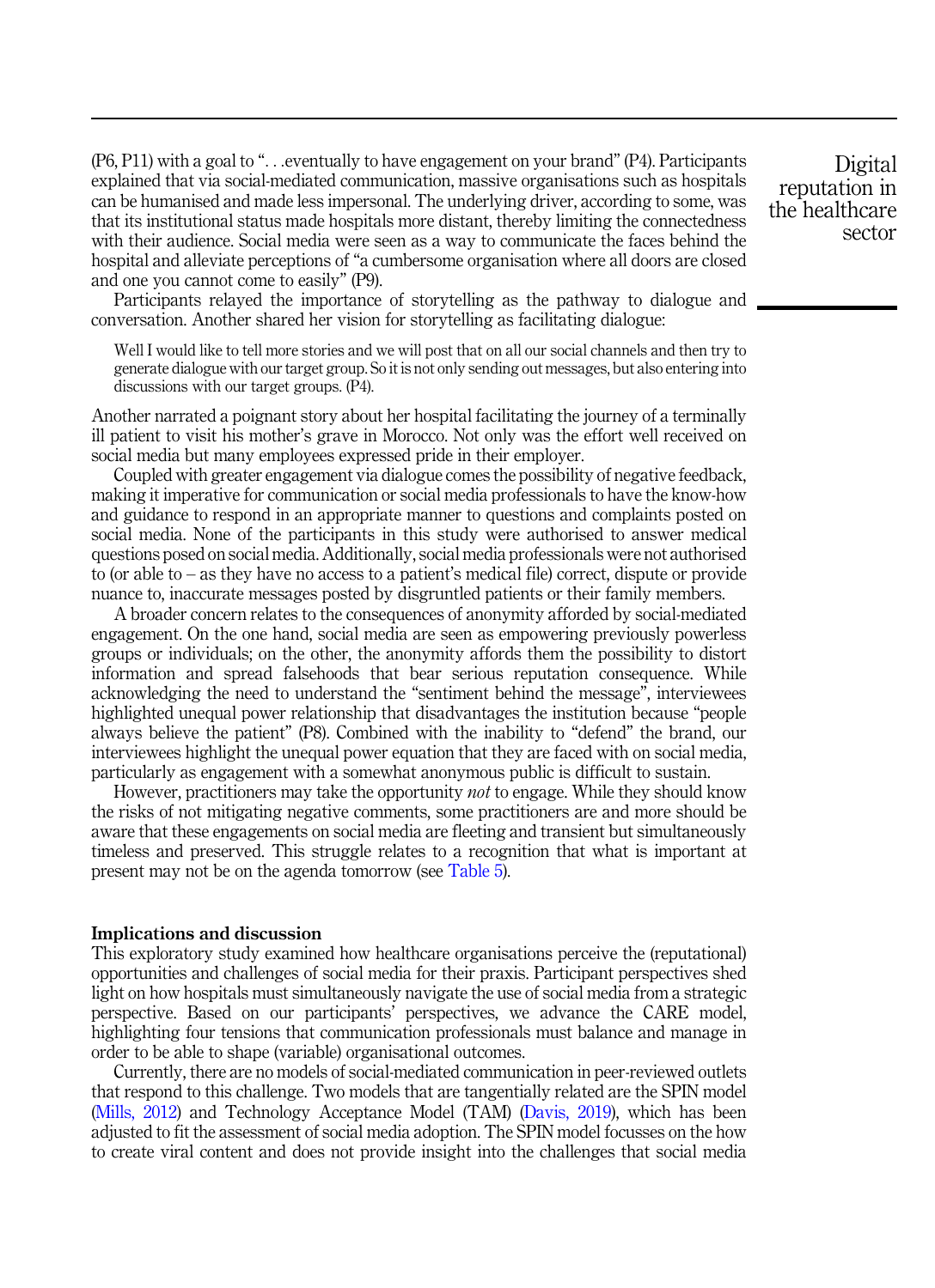(P6, P11) with a goal to "...eventually to have engagement on your brand" (P4). Participants explained that via social-mediated communication, massive organisations such as hospitals can be humanised and made less impersonal. The underlying driver, according to some, was that its institutional status made hospitals more distant, thereby limiting the connectedness with their audience. Social media were seen as a way to communicate the faces behind the hospital and alleviate perceptions of "a cumbersome organisation where all doors are closed and one you cannot come to easily" (P9).

Participants relayed the importance of storytelling as the pathway to dialogue and conversation. Another shared her vision for storytelling as facilitating dialogue:

> Well I would like to tell more stories and we will post that on all our social channels and then try to generate dialogue with our target group. So it is not only sending out messages, but also entering into discussions with our target groups. (P4).

Another narrated a poignant story about her hospital facilitating the journey of a terminally ill patient to visit his mother's grave in Morocco. Not only was the effort well received on social media but many employees expressed pride in their employer.

Coupled with greater engagement via dialogue comes the possibility of negative feedback, making it imperative for communication or social media professionals to have the know-how and guidance to respond in an appropriate manner to questions and complaints posted on social media. None of the participants in this study were authorised to answer medical questions posed on social media. Additionally, social media professionals were not authorised to (or able to – as they have no access to a patient's medical file) correct, dispute or provide nuance to, inaccurate messages posted by disgruntled patients or their family members.

A broader concern relates to the consequences of anonymity afforded by social-mediated engagement. On the one hand, social media are seen as empowering previously powerless groups or individuals; on the other, the anonymity affords them the possibility to distort information and spread falsehoods that bear serious reputation consequence. While acknowledging the need to understand the "sentiment behind the message", interviewees highlighted unequal power relationship that disadvantages the institution because "people always believe the patient" (P8). Combined with the inability to "defend" the brand, our interviewees highlight the unequal power equation that they are faced with on social media, particularly as engagement with a somewhat anonymous public is difficult to sustain.

However, practitioners may take the opportunity *not* to engage. While they should know the risks of not mitigating negative comments, some practitioners are and more should be aware that these engagements on social media are fleeting and transient but simultaneously timeless and preserved. This struggle relates to a recognition that what is important at present may not be on the agenda tomorrow (see Table 5).

## Implications and discussion

This exploratory study examined how healthcare organisations perceive the (reputational) opportunities and challenges of social media for their praxis. Participant perspectives shed light on how hospitals must simultaneously navigate the use of social media from a strategic perspective. Based on our participants' perspectives, we advance the CARE model, highlighting four tensions that communication professionals must balance and manage in order to be able to shape (variable) organisational outcomes.

Currently, there are no models of social-mediated communication in peer-reviewed outlets that respond to this challenge. Two models that are tangentially related are the SPIN model (Mills, 2012) and Technology Acceptance Model (TAM) (Davis, 2019), which has been adjusted to fit the assessment of social media adoption. The SPIN model focusses on the how to create viral content and does not provide insight into the challenges that social media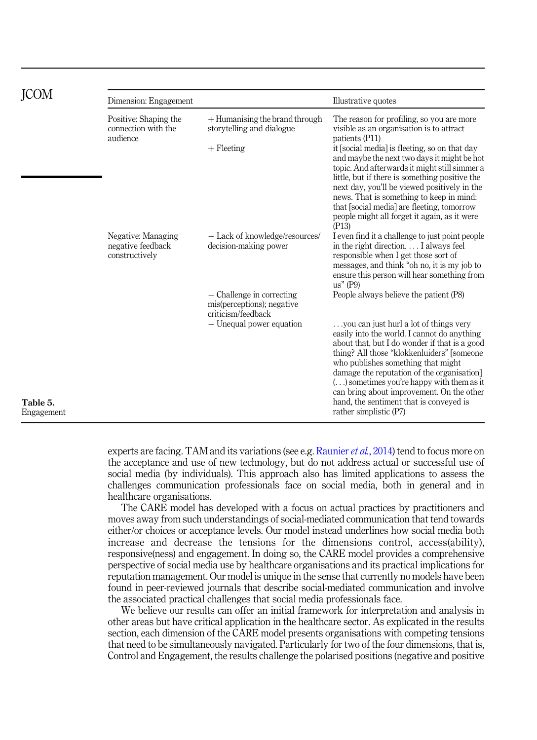| Dimension: Engagement | | Illustrative quotes |
|---|---|---|
| Positive: Shaping the connection with the audience | + Humanising the brand through storytelling and dialogue | The reason for profiling, so you are more visible as an organisation is to attract patients (P11) |
| | + Fleeting | it [social media] is fleeting, so on that day and maybe the next two days it might be hot topic. And afterwards it might still simmer a little, but if there is something positive the next day, you'll be viewed positively in the news. That is something to keep in mind: that [social media] are fleeting, tomorrow people might all forget it again, as it were (P13) |
| Negative: Managing negative feedback constructively | − Lack of knowledge/resources/ decision-making power | I even find it a challenge to just point people in the right direction. . . . I always feel responsible when I get those sort of messages, and think "oh no, it is my job to ensure this person will hear something from us" (P9) |
| | − Challenge in correcting mis(perceptions); negative criticism/feedback | People always believe the patient (P8) |
| | − Unequal power equation | . . .you can just hurl a lot of things very easily into the world. I cannot do anything about that, but I do wonder if that is a good thing? All those "klokkenluiders" [someone who publishes something that might damage the reputation of the organisation] (. . .) sometimes you're happy with them as it can bring about improvement. On the other hand, the sentiment that is conveyed is rather simplistic (P7) |

**Table 5.** Engagement

experts are facing. TAM and its variations (see e.g. Raunier *et al.*, 2014) tend to focus more on the acceptance and use of new technology, but do not address actual or successful use of social media (by individuals). This approach also has limited applications to assess the challenges communication professionals face on social media, both in general and in healthcare organisations.

The CARE model has developed with a focus on actual practices by practitioners and moves away from such understandings of social-mediated communication that tend towards either/or choices or acceptance levels. Our model instead underlines how social media both increase and decrease the tensions for the dimensions control, access(ability), responsive(ness) and engagement. In doing so, the CARE model provides a comprehensive perspective of social media use by healthcare organisations and its practical implications for reputation management. Our model is unique in the sense that currently no models have been found in peer-reviewed journals that describe social-mediated communication and involve the associated practical challenges that social media professionals face.

We believe our results can offer an initial framework for interpretation and analysis in other areas but have critical application in the healthcare sector. As explicated in the results section, each dimension of the CARE model presents organisations with competing tensions that need to be simultaneously navigated. Particularly for two of the four dimensions, that is, Control and Engagement, the results challenge the polarised positions (negative and positive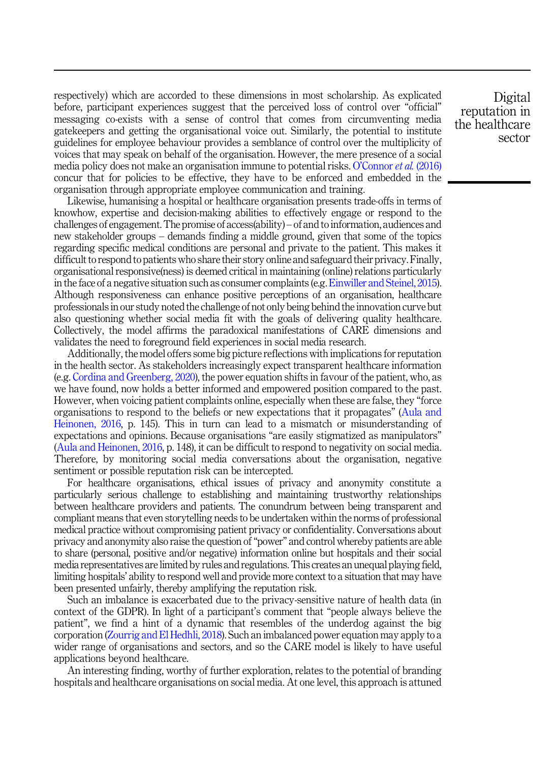respectively) which are accorded to these dimensions in most scholarship. As explicated before, participant experiences suggest that the perceived loss of control over "official" messaging co-exists with a sense of control that comes from circumventing media gatekeepers and getting the organisational voice out. Similarly, the potential to institute guidelines for employee behaviour provides a semblance of control over the multiplicity of voices that may speak on behalf of the organisation. However, the mere presence of a social media policy does not make an organisation immune to potential risks. O'Connor *et al.* (2016) concur that for policies to be effective, they have to be enforced and embedded in the organisation through appropriate employee communication and training.

Likewise, humanising a hospital or healthcare organisation presents trade-offs in terms of knowhow, expertise and decision-making abilities to effectively engage or respond to the challenges of engagement. The promise of access(ability) – of and to information, audiences and new stakeholder groups – demands finding a middle ground, given that some of the topics regarding specific medical conditions are personal and private to the patient. This makes it difficult to respond to patients who share their story online and safeguard their privacy. Finally, organisational responsive(ness) is deemed critical in maintaining (online) relations particularly in the face of a negative situation such as consumer complaints (e.g. Einwiller and Steinel, 2015). Although responsiveness can enhance positive perceptions of an organisation, healthcare professionals in our study noted the challenge of not only being behind the innovation curve but also questioning whether social media fit with the goals of delivering quality healthcare. Collectively, the model affirms the paradoxical manifestations of CARE dimensions and validates the need to foreground field experiences in social media research.

Additionally, the model offers some big picture reflections with implications for reputation in the health sector. As stakeholders increasingly expect transparent healthcare information (e.g. Cordina and Greenberg, 2020), the power equation shifts in favour of the patient, who, as we have found, now holds a better informed and empowered position compared to the past. However, when voicing patient complaints online, especially when these are false, they "force organisations to respond to the beliefs or new expectations that it propagates" (Aula and Heinonen, 2016, p. 145). This in turn can lead to a mismatch or misunderstanding of expectations and opinions. Because organisations "are easily stigmatized as manipulators" (Aula and Heinonen, 2016, p. 148), it can be difficult to respond to negativity on social media. Therefore, by monitoring social media conversations about the organisation, negative sentiment or possible reputation risk can be intercepted.

For healthcare organisations, ethical issues of privacy and anonymity constitute a particularly serious challenge to establishing and maintaining trustworthy relationships between healthcare providers and patients. The conundrum between being transparent and compliant means that even storytelling needs to be undertaken within the norms of professional medical practice without compromising patient privacy or confidentiality. Conversations about privacy and anonymity also raise the question of "power" and control whereby patients are able to share (personal, positive and/or negative) information online but hospitals and their social media representatives are limited by rules and regulations. This creates an unequal playing field, limiting hospitals' ability to respond well and provide more context to a situation that may have been presented unfairly, thereby amplifying the reputation risk.

Such an imbalance is exacerbated due to the privacy-sensitive nature of health data (in context of the GDPR). In light of a participant's comment that "people always believe the patient", we find a hint of a dynamic that resembles of the underdog against the big corporation (Zourrig and El Hedhli, 2018). Such an imbalanced power equation may apply to a wider range of organisations and sectors, and so the CARE model is likely to have useful applications beyond healthcare.

An interesting finding, worthy of further exploration, relates to the potential of branding hospitals and healthcare organisations on social media. At one level, this approach is attuned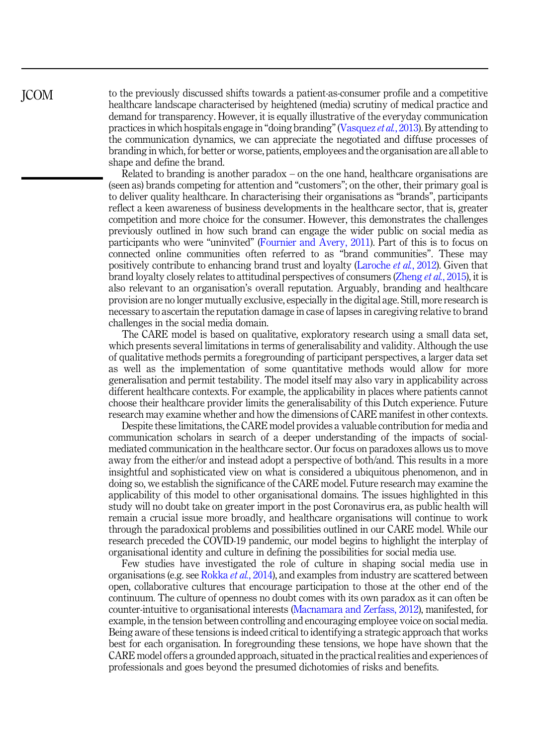to the previously discussed shifts towards a patient-as-consumer profile and a competitive healthcare landscape characterised by heightened (media) scrutiny of medical practice and demand for transparency. However, it is equally illustrative of the everyday communication practices in which hospitals engage in "doing branding" (Vasquez *et al.*, 2013). By attending to the communication dynamics, we can appreciate the negotiated and diffuse processes of branding in which, for better or worse, patients, employees and the organisation are all able to shape and define the brand.

Related to branding is another paradox – on the one hand, healthcare organisations are (seen as) brands competing for attention and "customers"; on the other, their primary goal is to deliver quality healthcare. In characterising their organisations as "brands", participants reflect a keen awareness of business developments in the healthcare sector, that is, greater competition and more choice for the consumer. However, this demonstrates the challenges previously outlined in how such brand can engage the wider public on social media as participants who were "uninvited" (Fournier and Avery, 2011). Part of this is to focus on connected online communities often referred to as "brand communities". These may positively contribute to enhancing brand trust and loyalty (Laroche *et al.*, 2012). Given that brand loyalty closely relates to attitudinal perspectives of consumers (Zheng *et al.*, 2015), it is also relevant to an organisation's overall reputation. Arguably, branding and healthcare provision are no longer mutually exclusive, especially in the digital age. Still, more research is necessary to ascertain the reputation damage in case of lapses in caregiving relative to brand challenges in the social media domain.

The CARE model is based on qualitative, exploratory research using a small data set, which presents several limitations in terms of generalisability and validity. Although the use of qualitative methods permits a foregrounding of participant perspectives, a larger data set as well as the implementation of some quantitative methods would allow for more generalisation and permit testability. The model itself may also vary in applicability across different healthcare contexts. For example, the applicability in places where patients cannot choose their healthcare provider limits the generalisability of this Dutch experience. Future research may examine whether and how the dimensions of CARE manifest in other contexts.

Despite these limitations, the CARE model provides a valuable contribution for media and communication scholars in search of a deeper understanding of the impacts of social-mediated communication in the healthcare sector. Our focus on paradoxes allows us to move away from the either/or and instead adopt a perspective of both/and. This results in a more insightful and sophisticated view on what is considered a ubiquitous phenomenon, and in doing so, we establish the significance of the CARE model. Future research may examine the applicability of this model to other organisational domains. The issues highlighted in this study will no doubt take on greater import in the post Coronavirus era, as public health will remain a crucial issue more broadly, and healthcare organisations will continue to work through the paradoxical problems and possibilities outlined in our CARE model. While our research preceded the COVID-19 pandemic, our model begins to highlight the interplay of organisational identity and culture in defining the possibilities for social media use.

Few studies have investigated the role of culture in shaping social media use in organisations (e.g. see Rokka *et al.*, 2014), and examples from industry are scattered between open, collaborative cultures that encourage participation to those at the other end of the continuum. The culture of openness no doubt comes with its own paradox as it can often be counter-intuitive to organisational interests (Macnamara and Zerfass, 2012), manifested, for example, in the tension between controlling and encouraging employee voice on social media. Being aware of these tensions is indeed critical to identifying a strategic approach that works best for each organisation. In foregrounding these tensions, we hope have shown that the CARE model offers a grounded approach, situated in the practical realities and experiences of professionals and goes beyond the presumed dichotomies of risks and benefits.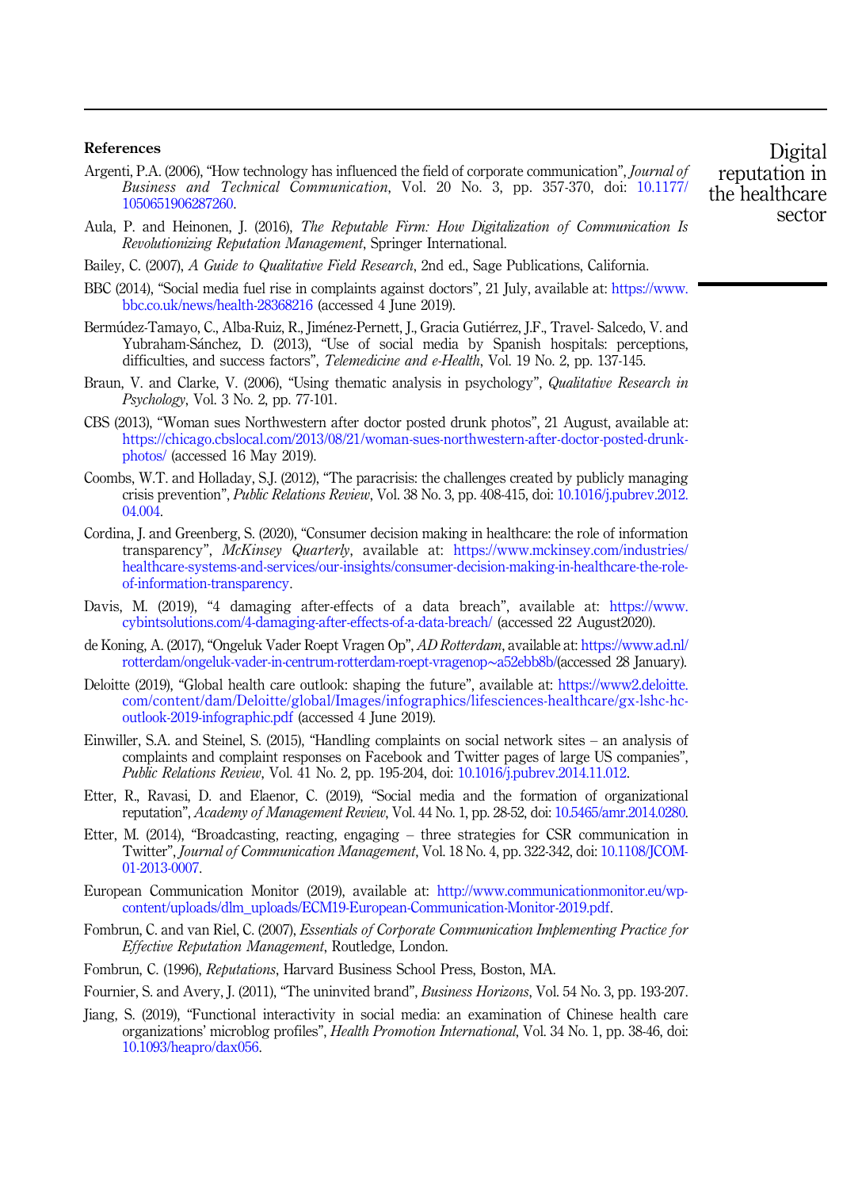## References

Argenti, P.A. (2006), "How technology has influenced the field of corporate communication", *Journal of Business and Technical Communication*, Vol. 20 No. 3, pp. 357-370, doi: 10.1177/1050651906287260.

Aula, P. and Heinonen, J. (2016), *The Reputable Firm: How Digitalization of Communication Is Revolutionizing Reputation Management*, Springer International.

Bailey, C. (2007), *A Guide to Qualitative Field Research*, 2nd ed., Sage Publications, California.

BBC (2014), "Social media fuel rise in complaints against doctors", 21 July, available at: https://www.bbc.co.uk/news/health-28368216 (accessed 4 June 2019).

Bermúdez-Tamayo, C., Alba-Ruiz, R., Jiménez-Pernett, J., Gracia Gutiérrez, J.F., Travel- Salcedo, V. and Yubraham-Sánchez, D. (2013), "Use of social media by Spanish hospitals: perceptions, difficulties, and success factors", *Telemedicine and e-Health*, Vol. 19 No. 2, pp. 137-145.

Braun, V. and Clarke, V. (2006), "Using thematic analysis in psychology", *Qualitative Research in Psychology*, Vol. 3 No. 2, pp. 77-101.

CBS (2013), "Woman sues Northwestern after doctor posted drunk photos", 21 August, available at: https://chicago.cbslocal.com/2013/08/21/woman-sues-northwestern-after-doctor-posted-drunk-photos/ (accessed 16 May 2019).

Coombs, W.T. and Holladay, S.J. (2012), "The paracrisis: the challenges created by publicly managing crisis prevention", *Public Relations Review*, Vol. 38 No. 3, pp. 408-415, doi: 10.1016/j.pubrev.2012.04.004.

Cordina, J. and Greenberg, S. (2020), "Consumer decision making in healthcare: the role of information transparency", *McKinsey Quarterly*, available at: https://www.mckinsey.com/industries/healthcare-systems-and-services/our-insights/consumer-decision-making-in-healthcare-the-role-of-information-transparency.

Davis, M. (2019), "4 damaging after-effects of a data breach", available at: https://www.cybintsolutions.com/4-damaging-after-effects-of-a-data-breach/ (accessed 22 August2020).

de Koning, A. (2017), "Ongeluk Vader Roept Vragen Op", *AD Rotterdam*, available at: https://www.ad.nl/rotterdam/ongeluk-vader-in-centrum-rotterdam-roept-vragenop~a52ebb8b/(accessed 28 January).

Deloitte (2019), "Global health care outlook: shaping the future", available at: https://www2.deloitte.com/content/dam/Deloitte/global/Images/infographics/lifesciences-healthcare/gx-lshc-hc-outlook-2019-infographic.pdf (accessed 4 June 2019).

Einwiller, S.A. and Steinel, S. (2015), "Handling complaints on social network sites – an analysis of complaints and complaint responses on Facebook and Twitter pages of large US companies", *Public Relations Review*, Vol. 41 No. 2, pp. 195-204, doi: 10.1016/j.pubrev.2014.11.012.

Etter, R., Ravasi, D. and Elaenor, C. (2019), "Social media and the formation of organizational reputation", *Academy of Management Review*, Vol. 44 No. 1, pp. 28-52, doi: 10.5465/amr.2014.0280.

Etter, M. (2014), "Broadcasting, reacting, engaging – three strategies for CSR communication in Twitter", *Journal of Communication Management*, Vol. 18 No. 4, pp. 322-342, doi: 10.1108/JCOM-01-2013-0007.

European Communication Monitor (2019), available at: http://www.communicationmonitor.eu/wp-content/uploads/dlm_uploads/ECM19-European-Communication-Monitor-2019.pdf.

Fombrun, C. and van Riel, C. (2007), *Essentials of Corporate Communication Implementing Practice for Effective Reputation Management*, Routledge, London.

Fombrun, C. (1996), *Reputations*, Harvard Business School Press, Boston, MA.

Fournier, S. and Avery, J. (2011), "The uninvited brand", *Business Horizons*, Vol. 54 No. 3, pp. 193-207.

Jiang, S. (2019), "Functional interactivity in social media: an examination of Chinese health care organizations' microblog profiles", *Health Promotion International*, Vol. 34 No. 1, pp. 38-46, doi: 10.1093/heapro/dax056.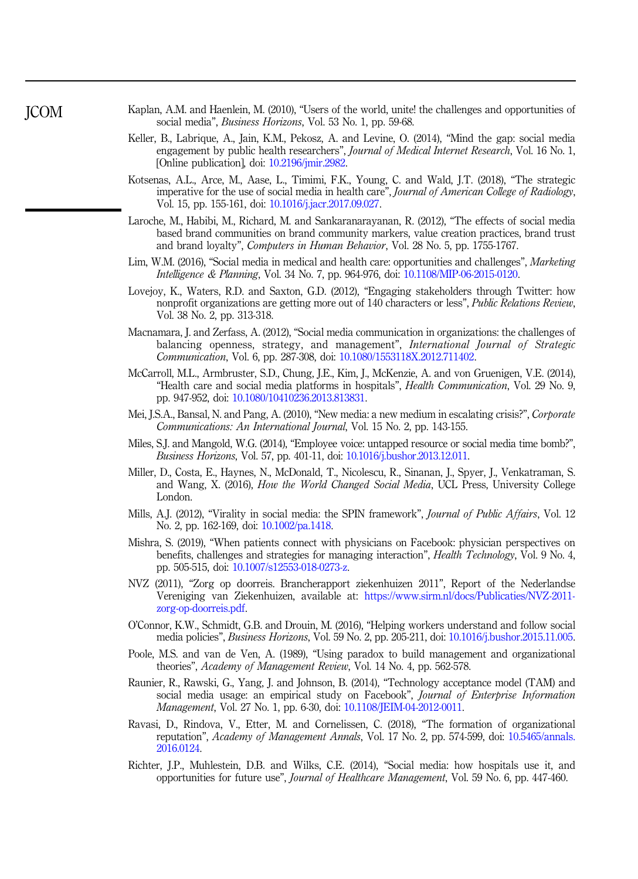Kaplan, A.M. and Haenlein, M. (2010), "Users of the world, unite! the challenges and opportunities of social media", *Business Horizons*, Vol. 53 No. 1, pp. 59-68.

Keller, B., Labrique, A., Jain, K.M., Pekosz, A. and Levine, O. (2014), "Mind the gap: social media engagement by public health researchers", *Journal of Medical Internet Research*, Vol. 16 No. 1, [Online publication], doi: 10.2196/jmir.2982.

Kotsenas, A.L., Arce, M., Aase, L., Timimi, F.K., Young, C. and Wald, J.T. (2018), "The strategic imperative for the use of social media in health care", *Journal of American College of Radiology*, Vol. 15, pp. 155-161, doi: 10.1016/j.jacr.2017.09.027.

Laroche, M., Habibi, M., Richard, M. and Sankaranarayanan, R. (2012), "The effects of social media based brand communities on brand community markers, value creation practices, brand trust and brand loyalty", *Computers in Human Behavior*, Vol. 28 No. 5, pp. 1755-1767.

Lim, W.M. (2016), "Social media in medical and health care: opportunities and challenges", *Marketing Intelligence & Planning*, Vol. 34 No. 7, pp. 964-976, doi: 10.1108/MIP-06-2015-0120.

Lovejoy, K., Waters, R.D. and Saxton, G.D. (2012), "Engaging stakeholders through Twitter: how nonprofit organizations are getting more out of 140 characters or less", *Public Relations Review*, Vol. 38 No. 2, pp. 313-318.

Macnamara, J. and Zerfass, A. (2012), "Social media communication in organizations: the challenges of balancing openness, strategy, and management", *International Journal of Strategic Communication*, Vol. 6, pp. 287-308, doi: 10.1080/1553118X.2012.711402.

McCarroll, M.L., Armbruster, S.D., Chung, J.E., Kim, J., McKenzie, A. and von Gruenigen, V.E. (2014), "Health care and social media platforms in hospitals", *Health Communication*, Vol. 29 No. 9, pp. 947-952, doi: 10.1080/10410236.2013.813831.

Mei, J.S.A., Bansal, N. and Pang, A. (2010), "New media: a new medium in escalating crisis?", *Corporate Communications: An International Journal*, Vol. 15 No. 2, pp. 143-155.

Miles, S.J. and Mangold, W.G. (2014), "Employee voice: untapped resource or social media time bomb?", *Business Horizons*, Vol. 57, pp. 401-11, doi: 10.1016/j.bushor.2013.12.011.

Miller, D., Costa, E., Haynes, N., McDonald, T., Nicolescu, R., Sinanan, J., Spyer, J., Venkatraman, S. and Wang, X. (2016), *How the World Changed Social Media*, UCL Press, University College London.

Mills, A.J. (2012), "Virality in social media: the SPIN framework", *Journal of Public Affairs*, Vol. 12 No. 2, pp. 162-169, doi: 10.1002/pa.1418.

Mishra, S. (2019), "When patients connect with physicians on Facebook: physician perspectives on benefits, challenges and strategies for managing interaction", *Health Technology*, Vol. 9 No. 4, pp. 505-515, doi: 10.1007/s12553-018-0273-z.

NVZ (2011), "Zorg op doorreis. Brancherapport ziekenhuizen 2011", Report of the Nederlandse Vereniging van Ziekenhuizen, available at: https://www.sirm.nl/docs/Publicaties/NVZ-2011-zorg-op-doorreis.pdf.

O'Connor, K.W., Schmidt, G.B. and Drouin, M. (2016), "Helping workers understand and follow social media policies", *Business Horizons*, Vol. 59 No. 2, pp. 205-211, doi: 10.1016/j.bushor.2015.11.005.

Poole, M.S. and van de Ven, A. (1989), "Using paradox to build management and organizational theories", *Academy of Management Review*, Vol. 14 No. 4, pp. 562-578.

Raunier, R., Rawski, G., Yang, J. and Johnson, B. (2014), "Technology acceptance model (TAM) and social media usage: an empirical study on Facebook", *Journal of Enterprise Information Management*, Vol. 27 No. 1, pp. 6-30, doi: 10.1108/JEIM-04-2012-0011.

Ravasi, D., Rindova, V., Etter, M. and Cornelissen, C. (2018), "The formation of organizational reputation", *Academy of Management Annals*, Vol. 17 No. 2, pp. 574-599, doi: 10.5465/annals.2016.0124.

Richter, J.P., Muhlestein, D.B. and Wilks, C.E. (2014), "Social media: how hospitals use it, and opportunities for future use", *Journal of Healthcare Management*, Vol. 59 No. 6, pp. 447-460.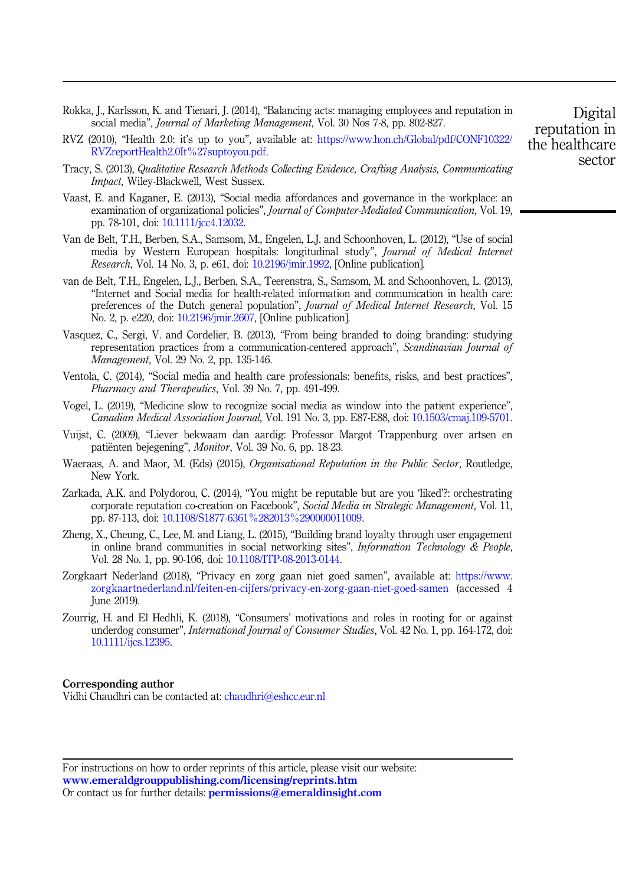Rokka, J., Karlsson, K. and Tienari, J. (2014), "Balancing acts: managing employees and reputation in social media", *Journal of Marketing Management*, Vol. 30 Nos 7-8, pp. 802-827.

RVZ (2010), "Health 2.0: it's up to you", available at: https://www.hon.ch/Global/pdf/CONF10322/RVZreportHealth2.0It%27suptoyou.pdf.

Tracy, S. (2013), *Qualitative Research Methods Collecting Evidence, Crafting Analysis, Communicating Impact*, Wiley-Blackwell, West Sussex.

Vaast, E. and Kaganer, E. (2013), "Social media affordances and governance in the workplace: an examination of organizational policies", *Journal of Computer-Mediated Communication*, Vol. 19, pp. 78-101, doi: 10.1111/jcc4.12032.

Van de Belt, T.H., Berben, S.A., Samsom, M., Engelen, L.J. and Schoonhoven, L. (2012), "Use of social media by Western European hospitals: longitudinal study", *Journal of Medical Internet Research*, Vol. 14 No. 3, p. e61, doi: 10.2196/jmir.1992, [Online publication].

van de Belt, T.H., Engelen, L.J., Berben, S.A., Teerenstra, S., Samsom, M. and Schoonhoven, L. (2013), "Internet and Social media for health-related information and communication in health care: preferences of the Dutch general population", *Journal of Medical Internet Research*, Vol. 15 No. 2, p. e220, doi: 10.2196/jmir.2607, [Online publication].

Vasquez, C., Sergi, V. and Cordelier, B. (2013), "From being branded to doing branding: studying representation practices from a communication-centered approach", *Scandinavian Journal of Management*, Vol. 29 No. 2, pp. 135-146.

Ventola, C. (2014), "Social media and health care professionals: benefits, risks, and best practices", *Pharmacy and Therapeutics*, Vol. 39 No. 7, pp. 491-499.

Vogel, L. (2019), "Medicine slow to recognize social media as window into the patient experience", *Canadian Medical Association Journal*, Vol. 191 No. 3, pp. E87-E88, doi: 10.1503/cmaj.109-5701.

Vuijst, C. (2009), "Liever bekwaam dan aardig: Professor Margot Trappenburg over artsen en patiënten bejegening", *Monitor*, Vol. 39 No. 6, pp. 18-23.

Waeraas, A. and Maor, M. (Eds) (2015), *Organisational Reputation in the Public Sector*, Routledge, New York.

Zarkada, A.K. and Polydorou, C. (2014), "You might be reputable but are you 'liked'?: orchestrating corporate reputation co-creation on Facebook", *Social Media in Strategic Management*, Vol. 11, pp. 87-113, doi: 10.1108/S1877-6361%282013%290000011009.

Zheng, X., Cheung, C., Lee, M. and Liang, L. (2015), "Building brand loyalty through user engagement in online brand communities in social networking sites", *Information Technology & People*, Vol. 28 No. 1, pp. 90-106, doi: 10.1108/ITP-08-2013-0144.

Zorgkaart Nederland (2018), "Privacy en zorg gaan niet goed samen", available at: https://www.zorgkaartnederland.nl/feiten-en-cijfers/privacy-en-zorg-gaan-niet-goed-samen (accessed 4 June 2019).

Zourrig, H. and El Hedhli, K. (2018), "Consumers' motivations and roles in rooting for or against underdog consumer", *International Journal of Consumer Studies*, Vol. 42 No. 1, pp. 164-172, doi: 10.1111/ijcs.12395.

**Corresponding author**
Vidhi Chaudhri can be contacted at: chaudhri@eshcc.eur.nl

For instructions on how to order reprints of this article, please visit our website:
**www.emeraldgrouppublishing.com/licensing/reprints.htm**
Or contact us for further details: **permissions@emeraldinsight.com**